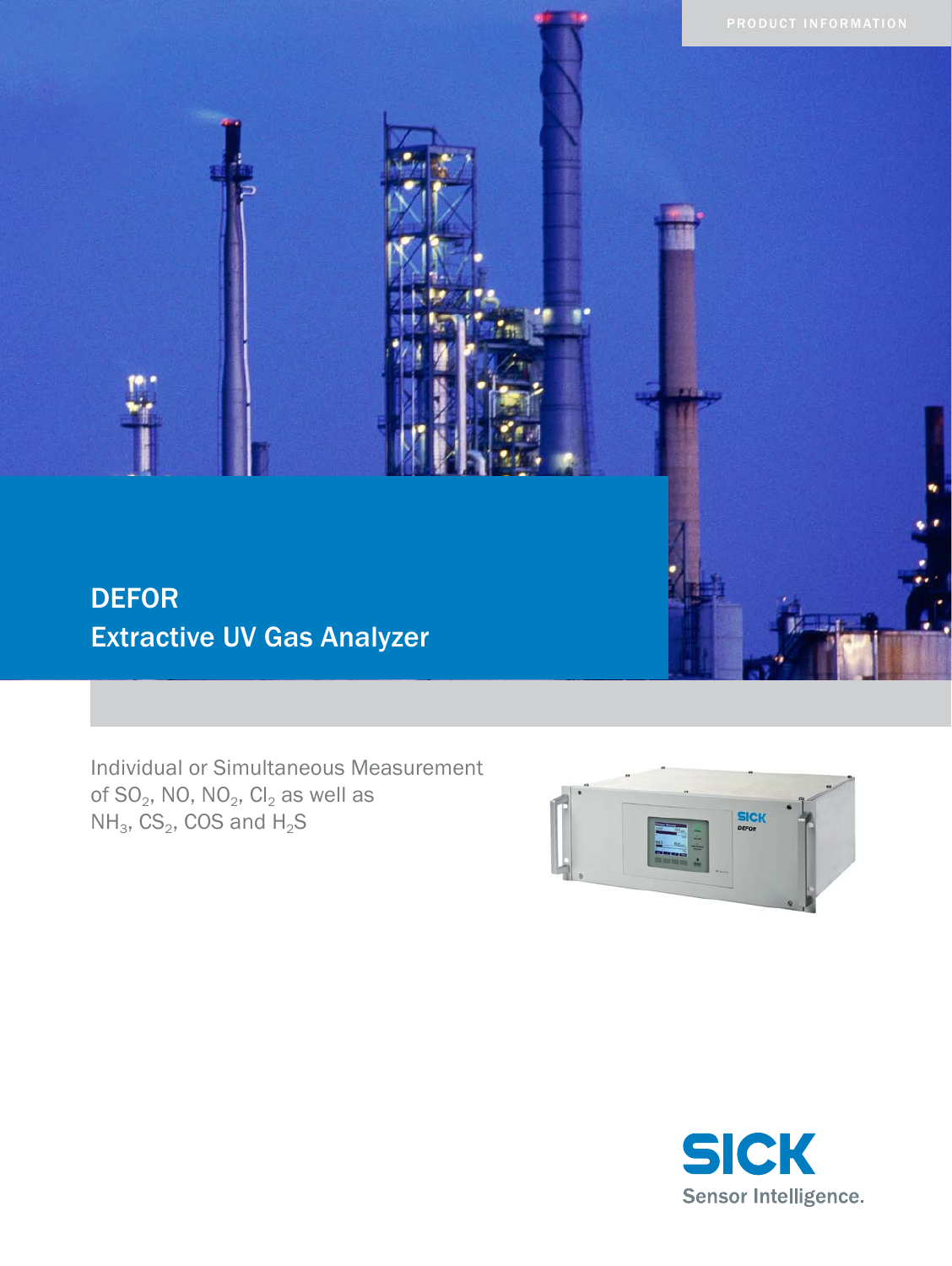PRODUCT INFORMATION

# DEFOR

## Extractive UV Gas Analyzer

Individual or Simultaneous Measurement of $SO_2$, NO, $NO_2$, $Cl_2$ as well as $NH_3$, $CS_2$, COS and $H_2S$

SICK
Sensor Intelligence.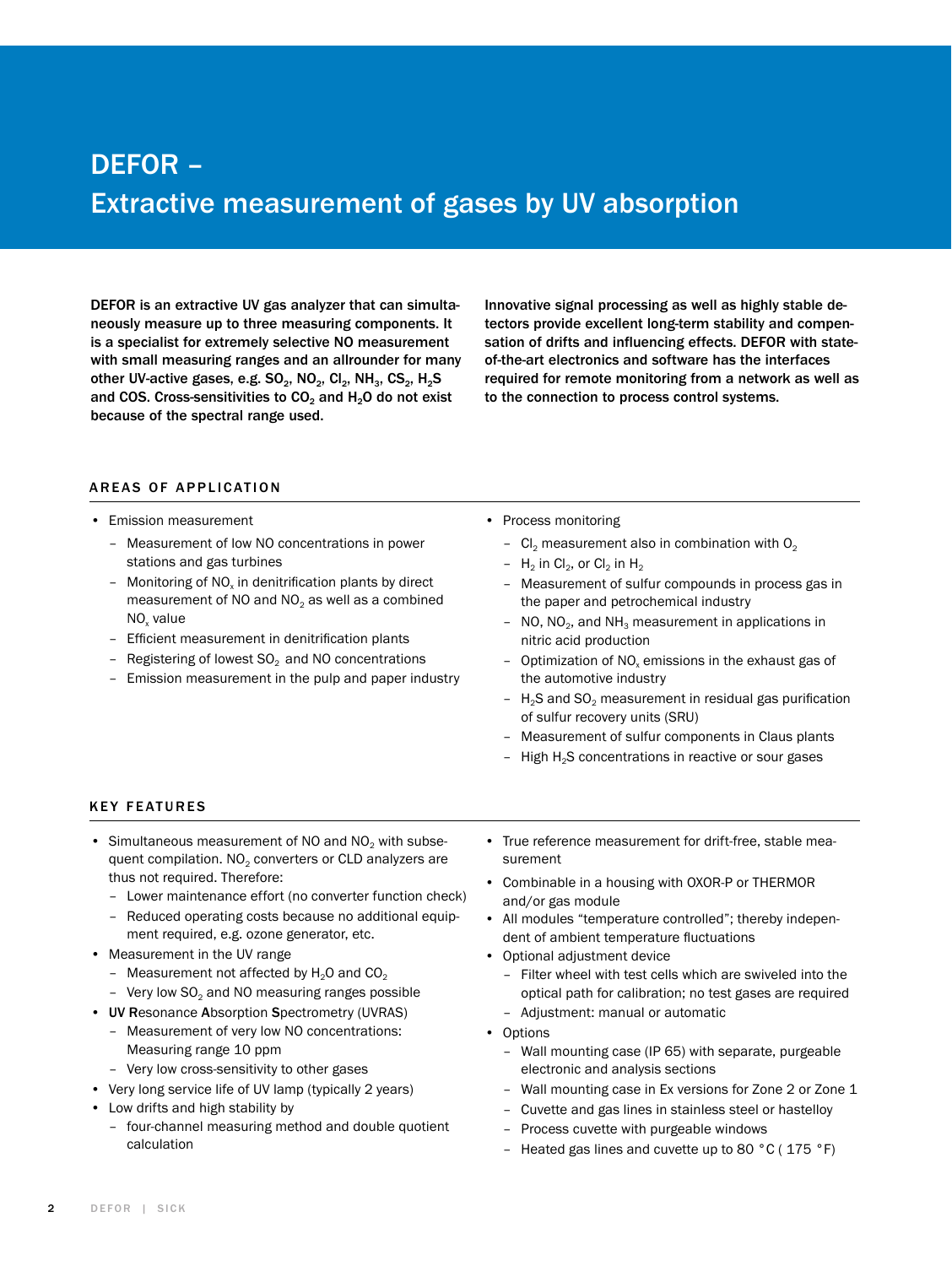# DEFOR – Extractive measurement of gases by UV absorption

**DEFOR is an extractive UV gas analyzer that can simultaneously measure up to three measuring components. It is a specialist for extremely selective NO measurement with small measuring ranges and an allrounder for many other UV-active gases, e.g. $SO_2$, $NO_2$, $Cl_2$, $NH_3$, $CS_2$, $H_2S$ and COS. Cross-sensitivities to $CO_2$ and $H_2O$ do not exist because of the spectral range used.**

**Innovative signal processing as well as highly stable detectors provide excellent long-term stability and compensation of drifts and influencing effects. DEFOR with state-of-the-art electronics and software has the interfaces required for remote monitoring from a network as well as to the connection to process control systems.**

## AREAS OF APPLICATION

- Emission measurement
  - Measurement of low NO concentrations in power stations and gas turbines
  - Monitoring of $NO_x$ in denitrification plants by direct measurement of NO and $NO_2$ as well as a combined $NO_x$ value
  - Efficient measurement in denitrification plants
  - Registering of lowest $SO_2$ and NO concentrations
  - Emission measurement in the pulp and paper industry
- Process monitoring
  - $Cl_2$ measurement also in combination with $O_2$
  - $H_2$ in $Cl_2$, or $Cl_2$ in $H_2$
  - Measurement of sulfur compounds in process gas in the paper and petrochemical industry
  - NO, $NO_2$, and $NH_3$ measurement in applications in nitric acid production
  - Optimization of $NO_x$ emissions in the exhaust gas of the automotive industry
  - $H_2S$ and $SO_2$ measurement in residual gas purification of sulfur recovery units (SRU)
  - Measurement of sulfur components in Claus plants
  - High $H_2S$ concentrations in reactive or sour gases

## KEY FEATURES

- Simultaneous measurement of NO and $NO_2$ with subsequent compilation. $NO_2$ converters or CLD analyzers are thus not required. Therefore:
  - Lower maintenance effort (no converter function check)
  - Reduced operating costs because no additional equipment required, e.g. ozone generator, etc.
- Measurement in the UV range
  - Measurement not affected by $H_2O$ and $CO_2$
  - Very low $SO_2$ and NO measuring ranges possible
- **U**V **R**esonance **A**bsorption **S**pectrometry (UVRAS)
  - Measurement of very low NO concentrations: Measuring range 10 ppm
  - Very low cross-sensitivity to other gases
- Very long service life of UV lamp (typically 2 years)
- Low drifts and high stability by
  - four-channel measuring method and double quotient calculation
- True reference measurement for drift-free, stable measurement
- Combinable in a housing with OXOR-P or THERMOR and/or gas module
- All modules "temperature controlled"; thereby independent of ambient temperature fluctuations
- Optional adjustment device
  - Filter wheel with test cells which are swiveled into the optical path for calibration; no test gases are required
  - Adjustment: manual or automatic
- Options
  - Wall mounting case (IP 65) with separate, purgeable electronic and analysis sections
  - Wall mounting case in Ex versions for Zone 2 or Zone 1
  - Cuvette and gas lines in stainless steel or hastelloy
  - Process cuvette with purgeable windows
  - Heated gas lines and cuvette up to 80 °C ( 175 °F)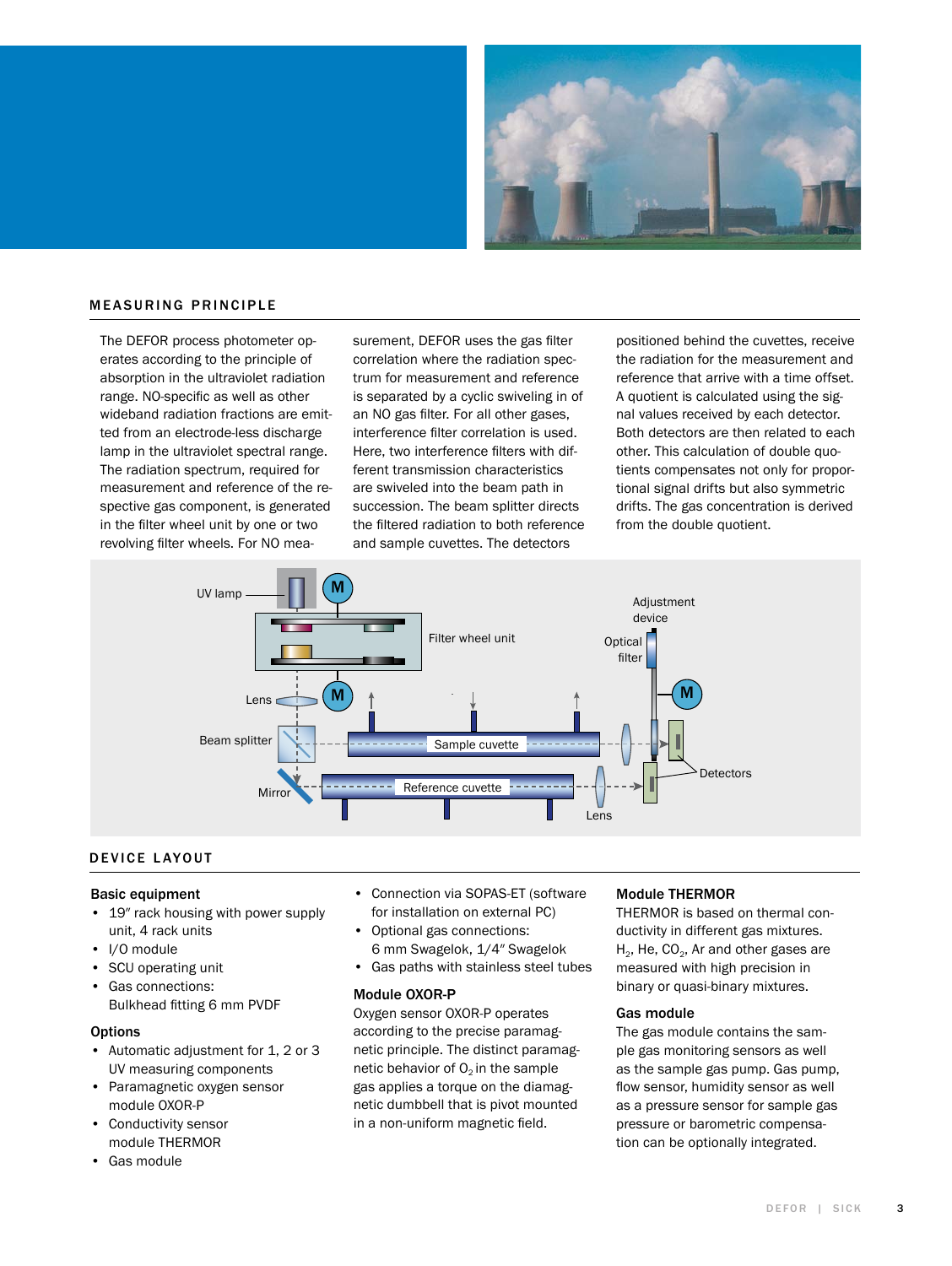## MEASURING PRINCIPLE

The DEFOR process photometer operates according to the principle of absorption in the ultraviolet radiation range. NO-specific as well as other wideband radiation fractions are emitted from an electrode-less discharge lamp in the ultraviolet spectral range. The radiation spectrum, required for measurement and reference of the respective gas component, is generated in the filter wheel unit by one or two revolving filter wheels. For NO measurement, DEFOR uses the gas filter correlation where the radiation spectrum for measurement and reference is separated by a cyclic swiveling in of an NO gas filter. For all other gases, interference filter correlation is used. Here, two interference filters with different transmission characteristics are swiveled into the beam path in succession. The beam splitter directs the filtered radiation to both reference and sample cuvettes. The detectors positioned behind the cuvettes, receive the radiation for the measurement and reference that arrive with a time offset. A quotient is calculated using the signal values received by each detector. Both detectors are then related to each other. This calculation of double quotients compensates not only for proportional signal drifts but also symmetric drifts. The gas concentration is derived from the double quotient.

## DEVICE LAYOUT

### Basic equipment

- 19″ rack housing with power supply unit, 4 rack units
- I/O module
- SCU operating unit
- Gas connections: Bulkhead fitting 6 mm PVDF
- Connection via SOPAS-ET (software for installation on external PC)
- Optional gas connections: 6 mm Swagelok, 1/4″ Swagelok
- Gas paths with stainless steel tubes

### Options

- Automatic adjustment for 1, 2 or 3 UV measuring components
- Paramagnetic oxygen sensor module OXOR-P
- Conductivity sensor module THERMOR
- Gas module

### Module OXOR-P

Oxygen sensor OXOR-P operates according to the precise paramagnetic principle. The distinct paramagnetic behavior of $O_2$ in the sample gas applies a torque on the diamagnetic dumbbell that is pivot mounted in a non-uniform magnetic field.

### Module THERMOR

THERMOR is based on thermal conductivity in different gas mixtures. $H_2$, He, $CO_2$, Ar and other gases are measured with high precision in binary or quasi-binary mixtures.

### Gas module

The gas module contains the sample gas monitoring sensors as well as the sample gas pump. Gas pump, flow sensor, humidity sensor as well as a pressure sensor for sample gas pressure or barometric compensation can be optionally integrated.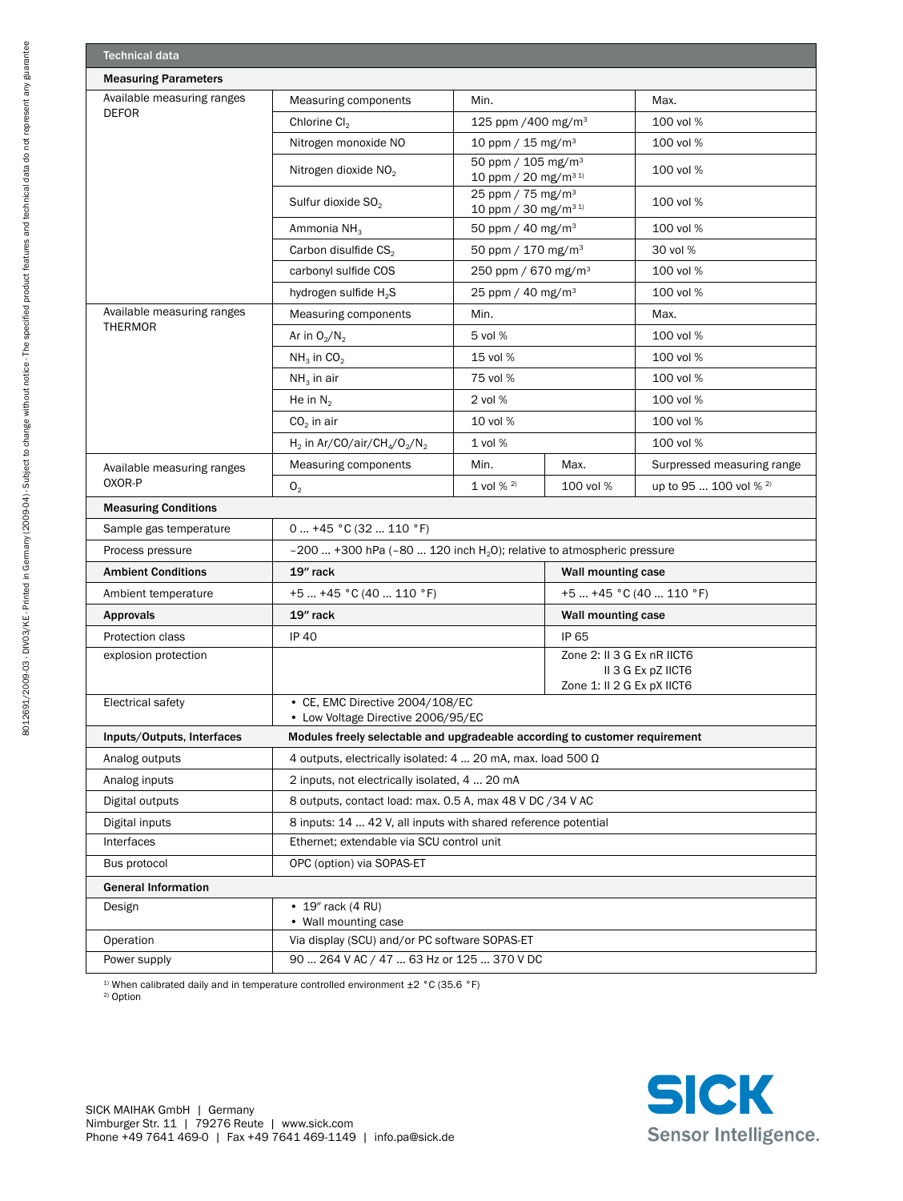| Technical data | | | | |
|---|---|---|---|---|
| **Measuring Parameters** | | | | |
| Available measuring ranges DEFOR | Measuring components | Min. | | Max. |
| | Chlorine $Cl_2$ | 125 ppm /400 mg/m³ | | 100 vol % |
| | Nitrogen monoxide NO | 10 ppm / 15 mg/m³ | | 100 vol % |
| | Nitrogen dioxide $NO_2$ | 50 ppm / 105 mg/m³<br>10 ppm / 20 mg/m³ [1)] | | 100 vol % |
| | Sulfur dioxide $SO_2$ | 25 ppm / 75 mg/m³<br>10 ppm / 30 mg/m³ [1)] | | 100 vol % |
| | Ammonia $NH_3$ | 50 ppm / 40 mg/m³ | | 100 vol % |
| | Carbon disulfide $CS_2$ | 50 ppm / 170 mg/m³ | | 30 vol % |
| | carbonyl sulfide COS | 250 ppm / 670 mg/m³ | | 100 vol % |
| | hydrogen sulfide $H_2S$ | 25 ppm / 40 mg/m³ | | 100 vol % |
| Available measuring ranges THERMOR | Measuring components | Min. | | Max. |
| | Ar in $O_2$/$N_2$ | 5 vol % | | 100 vol % |
| | $NH_3$ in $CO_2$ | 15 vol % | | 100 vol % |
| | $NH_3$ in air | 75 vol % | | 100 vol % |
| | He in $N_2$ | 2 vol % | | 100 vol % |
| | $CO_2$ in air | 10 vol % | | 100 vol % |
| | $H_2$ in Ar/CO/air/$CH_4$/$O_2$/$N_2$ | 1 vol % | | 100 vol % |
| Available measuring ranges OXOR-P | Measuring components | Min. | Max. | Suppressed measuring range |
| | $O_2$ | 1 vol % [2)] | 100 vol % | up to 95 … 100 vol % [2)] |
| **Measuring Conditions** | | | | |
| Sample gas temperature | 0 … +45 °C (32 … 110 °F) | | | |
| Process pressure | –200 … +300 hPa (–80 … 120 inch $H_2O$); relative to atmospheric pressure | | | |
| **Ambient Conditions** | **19″ rack** | | **Wall mounting case** | |
| Ambient temperature | +5 … +45 °C (40 … 110 °F) | | +5 … +45 °C (40 … 110 °F) | |
| **Approvals** | **19″ rack** | | **Wall mounting case** | |
| Protection class | IP 40 | | IP 65 | |
| explosion protection | | | Zone 2: II 3 G Ex nR IICT6<br>II 3 G Ex pZ IICT6<br>Zone 1: II 2 G Ex pX IICT6 | |
| Electrical safety | • CE, EMC Directive 2004/108/EC<br>• Low Voltage Directive 2006/95/EC | | | |
| **Inputs/Outputs, Interfaces** | **Modules freely selectable and upgradeable according to customer requirement** | | | |
| Analog outputs | 4 outputs, electrically isolated: 4 … 20 mA, max. load 500 Ω | | | |
| Analog inputs | 2 inputs, not electrically isolated, 4 … 20 mA | | | |
| Digital outputs | 8 outputs, contact load: max. 0.5 A, max 48 V DC /34 V AC | | | |
| Digital inputs | 8 inputs: 14 … 42 V, all inputs with shared reference potential | | | |
| Interfaces | Ethernet; extendable via SCU control unit | | | |
| Bus protocol | OPC (option) via SOPAS-ET | | | |
| **General Information** | | | | |
| Design | • 19″ rack (4 RU)<br>• Wall mounting case | | | |
| Operation | Via display (SCU) and/or PC software SOPAS-ET | | | |
| Power supply | 90 … 264 V AC / 47 … 63 Hz or 125 … 370 V DC | | | |

[1)] When calibrated daily and in temperature controlled environment ±2 °C (35.6 °F)
[2)] Option

8012691/2009-03 · DIV03/KE · Printed in Germany (2009-04) · Subject to change without notice · The specified product features and technical data do not represent any guarantee

SICK MAIHAK GmbH | Germany
Nimburger Str. 11 | 79276 Reute | www.sick.com
Phone +49 7641 469-0 | Fax +49 7641 469-1149 | info.pa@sick.de

SICK
Sensor Intelligence.